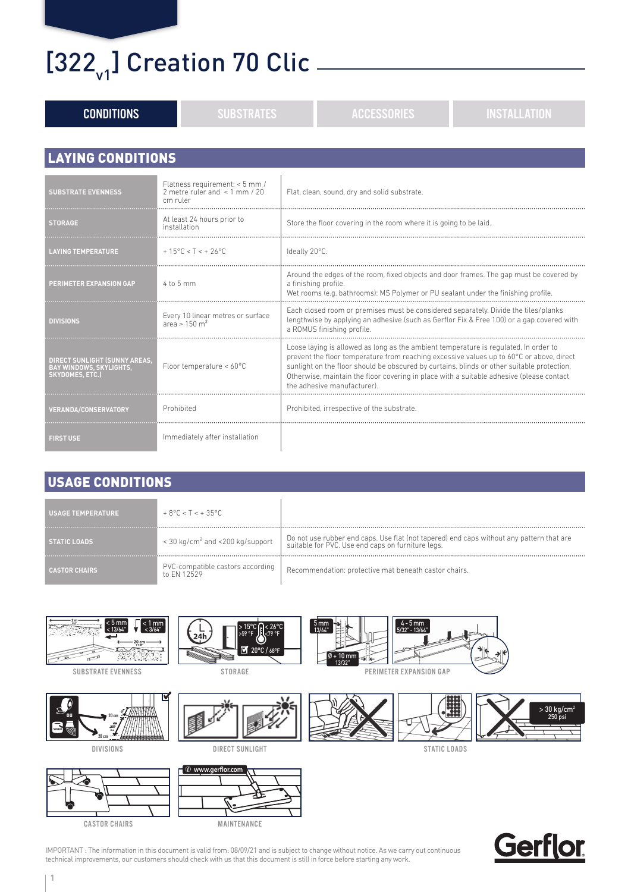# [322$_{v1}$] Creation 70 Clic

CONDITIONS | SUBSTRATES | ACCESSORIES | INSTALLATION

## LAYING CONDITIONS

| | | |
|---|---|---|
| **SUBSTRATE EVENNESS** | Flatness requirement: < 5 mm / 2 metre ruler and < 1 mm / 20 cm ruler | Flat, clean, sound, dry and solid substrate. |
| **STORAGE** | At least 24 hours prior to installation | Store the floor covering in the room where it is going to be laid. |
| **LAYING TEMPERATURE** | + 15°C < T < + 26°C | Ideally 20°C. |
| **PERIMETER EXPANSION GAP** | 4 to 5 mm | Around the edges of the room, fixed objects and door frames. The gap must be covered by a finishing profile. Wet rooms (e.g. bathrooms): MS Polymer or PU sealant under the finishing profile. |
| **DIVISIONS** | Every 10 linear metres or surface area > 150 m$^2$ | Each closed room or premises must be considered separately. Divide the tiles/planks lengthwise by applying an adhesive (such as Gerflor Fix & Free 100) or a gap covered with a ROMUS finishing profile. |
| **DIRECT SUNLIGHT (SUNNY AREAS, BAY WINDOWS, SKYLIGHTS, SKYDOMES, ETC.)** | Floor temperature < 60°C | Loose laying is allowed as long as the ambient temperature is regulated. In order to prevent the floor temperature from reaching excessive values up to 60°C or above, direct sunlight on the floor should be obscured by curtains, blinds or other suitable protection. Otherwise, maintain the floor covering in place with a suitable adhesive (please contact the adhesive manufacturer). |
| **VERANDA/CONSERVATORY** | Prohibited | Prohibited, irrespective of the substrate. |
| **FIRST USE** | Immediately after installation | |

## USAGE CONDITIONS

| | | |
|---|---|---|
| **USAGE TEMPERATURE** | + 8°C < T < + 35°C | |
| **STATIC LOADS** | < 30 kg/cm$^2$ and <200 kg/support | Do not use rubber end caps. Use flat (not tapered) end caps without any pattern that are suitable for PVC. Use end caps on furniture legs. |
| **CASTOR CHAIRS** | PVC-compatible castors according to EN 12529 | Recommendation: protective mat beneath castor chairs. |

SUBSTRATE EVENNESS

STORAGE

PERIMETER EXPANSION GAP

DIVISIONS

DIRECT SUNLIGHT

STATIC LOADS

CASTOR CHAIRS

MAINTENANCE

IMPORTANT : The information in this document is valid from: 08/09/21 and is subject to change without notice. As we carry out continuous technical improvements, our customers should check with us that this document is still in force before starting any work.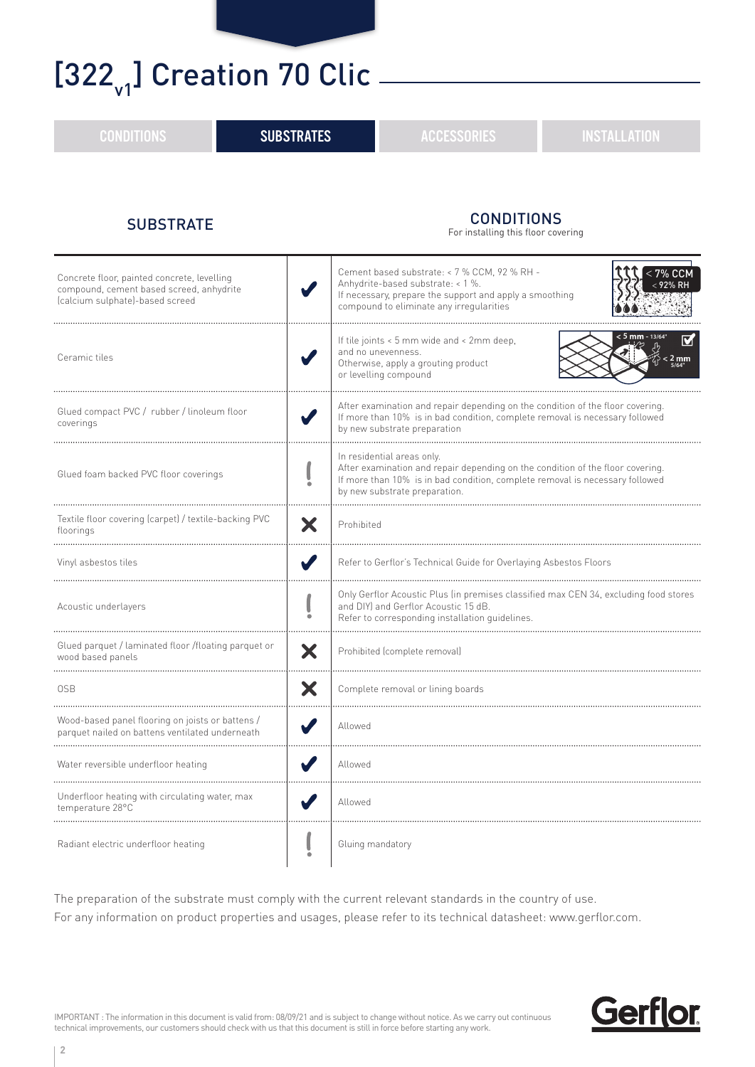# [322$_{v1}$] Creation 70 Clic

CONDITIONS | **SUBSTRATES** | ACCESSORIES | INSTALLATION

| SUBSTRATE | | CONDITIONS<br>For installing this floor covering |
|---|---|---|
| Concrete floor, painted concrete, levelling compound, cement based screed, anhydrite (calcium sulphate)-based screed | ✔ | Cement based substrate: < 7 % CCM, 92 % RH - Anhydrite-based substrate: < 1 %. If necessary, prepare the support and apply a smoothing compound to eliminate any irregularities (< 7% CCM, < 92% RH) |
| Ceramic tiles | ✔ | If tile joints < 5 mm wide and < 2mm deep, and no unevenness. Otherwise, apply a grouting product or levelling compound (< 5 mm - 13/64", < 2 mm 5/64") |
| Glued compact PVC / rubber / linoleum floor coverings | ✔ | After examination and repair depending on the condition of the floor covering. If more than 10% is in bad condition, complete removal is necessary followed by new substrate preparation |
| Glued foam backed PVC floor coverings | ! | In residential areas only. After examination and repair depending on the condition of the floor covering. If more than 10% is in bad condition, complete removal is necessary followed by new substrate preparation. |
| Textile floor covering (carpet) / textile-backing PVC floorings | ✖ | Prohibited |
| Vinyl asbestos tiles | ✔ | Refer to Gerflor's Technical Guide for Overlaying Asbestos Floors |
| Acoustic underlayers | ! | Only Gerflor Acoustic Plus (in premises classified max CEN 34, excluding food stores and DIY) and Gerflor Acoustic 15 dB. Refer to corresponding installation guidelines. |
| Glued parquet / laminated floor /floating parquet or wood based panels | ✖ | Prohibited (complete removal) |
| OSB | ✖ | Complete removal or lining boards |
| Wood-based panel flooring on joists or battens / parquet nailed on battens ventilated underneath | ✔ | Allowed |
| Water reversible underfloor heating | ✔ | Allowed |
| Underfloor heating with circulating water, max temperature 28°C | ✔ | Allowed |
| Radiant electric underfloor heating | ! | Gluing mandatory |

The preparation of the substrate must comply with the current relevant standards in the country of use.
For any information on product properties and usages, please refer to its technical datasheet: www.gerflor.com.

IMPORTANT : The information in this document is valid from: 08/09/21 and is subject to change without notice. As we carry out continuous technical improvements, our customers should check with us that this document is still in force before starting any work.

Gerflor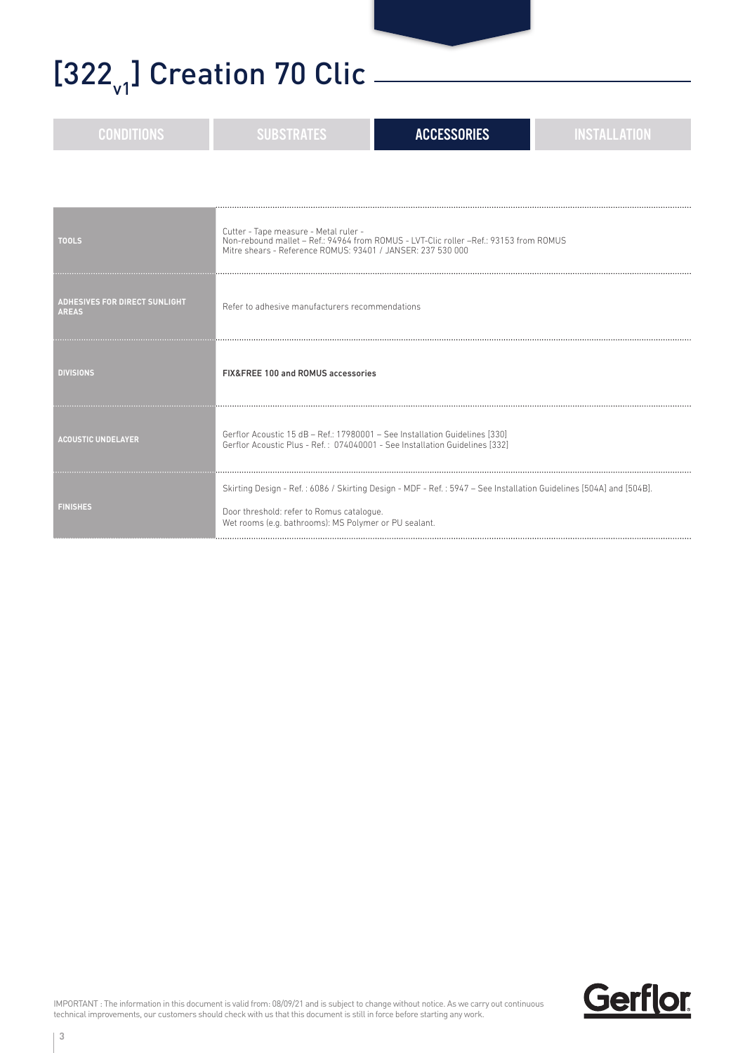# [322$_{v1}$] Creation 70 Clic

CONDITIONS | SUBSTRATES | **ACCESSORIES** | INSTALLATION

| | |
|---|---|
| **TOOLS** | Cutter - Tape measure - Metal ruler - Non-rebound mallet – Ref.: 94964 from ROMUS - LVT-Clic roller –Ref.: 93153 from ROMUS Mitre shears - Reference ROMUS: 93401 / JANSER: 237 530 000 |
| **ADHESIVES FOR DIRECT SUNLIGHT AREAS** | Refer to adhesive manufacturers recommendations |
| **DIVISIONS** | **FIX&FREE 100 and ROMUS accessories** |
| **ACOUSTIC UNDELAYER** | Gerflor Acoustic 15 dB – Ref.: 17980001 – See Installation Guidelines [330] Gerflor Acoustic Plus - Ref. : 074040001 - See Installation Guidelines [332] |
| **FINISHES** | Skirting Design - Ref. : 6086 / Skirting Design - MDF - Ref. : 5947 – See Installation Guidelines [504A] and [504B]. Door threshold: refer to Romus catalogue. Wet rooms (e.g. bathrooms): MS Polymer or PU sealant. |

IMPORTANT : The information in this document is valid from: 08/09/21 and is subject to change without notice. As we carry out continuous technical improvements, our customers should check with us that this document is still in force before starting any work.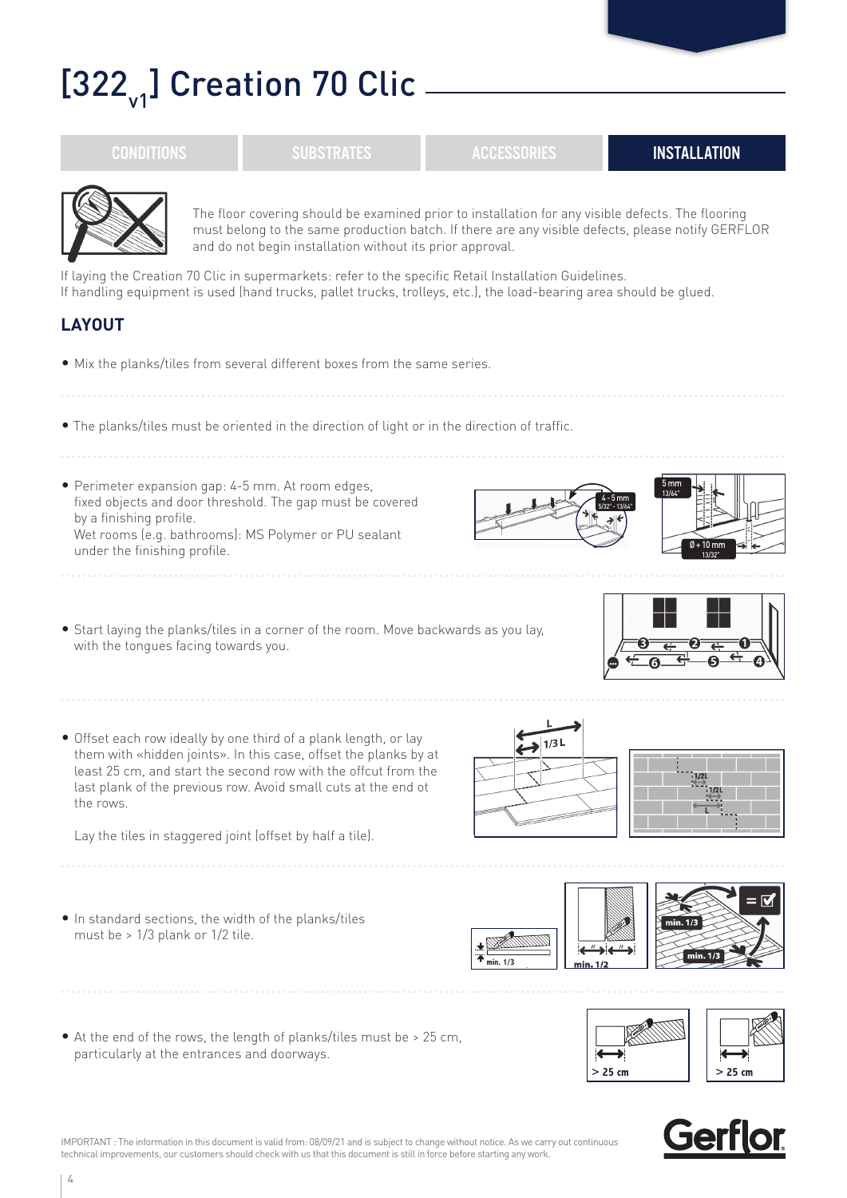# [322$_{v1}$] Creation 70 Clic

CONDITIONS | SUBSTRATES | ACCESSORIES | **INSTALLATION**

The floor covering should be examined prior to installation for any visible defects. The flooring must belong to the same production batch. If there are any visible defects, please notify GERFLOR and do not begin installation without its prior approval.

If laying the Creation 70 Clic in supermarkets: refer to the specific Retail Installation Guidelines.
If handling equipment is used (hand trucks, pallet trucks, trolleys, etc.), the load-bearing area should be glued.

## LAYOUT

- Mix the planks/tiles from several different boxes from the same series.

- The planks/tiles must be oriented in the direction of light or in the direction of traffic.

- Perimeter expansion gap: 4-5 mm. At room edges, fixed objects and door threshold. The gap must be covered by a finishing profile.
  Wet rooms (e.g. bathrooms): MS Polymer or PU sealant under the finishing profile.

- Start laying the planks/tiles in a corner of the room. Move backwards as you lay, with the tongues facing towards you.

- Offset each row ideally by one third of a plank length, or lay them with «hidden joints». In this case, offset the planks by at least 25 cm, and start the second row with the offcut from the last plank of the previous row. Avoid small cuts at the end ot the rows.

  Lay the tiles in staggered joint (offset by half a tile).

- In standard sections, the width of the planks/tiles must be > 1/3 plank or 1/2 tile.

- At the end of the rows, the length of planks/tiles must be > 25 cm, particularly at the entrances and doorways.

IMPORTANT : The information in this document is valid from: 08/09/21 and is subject to change without notice. As we carry out continuous technical improvements, our customers should check with us that this document is still in force before starting any work.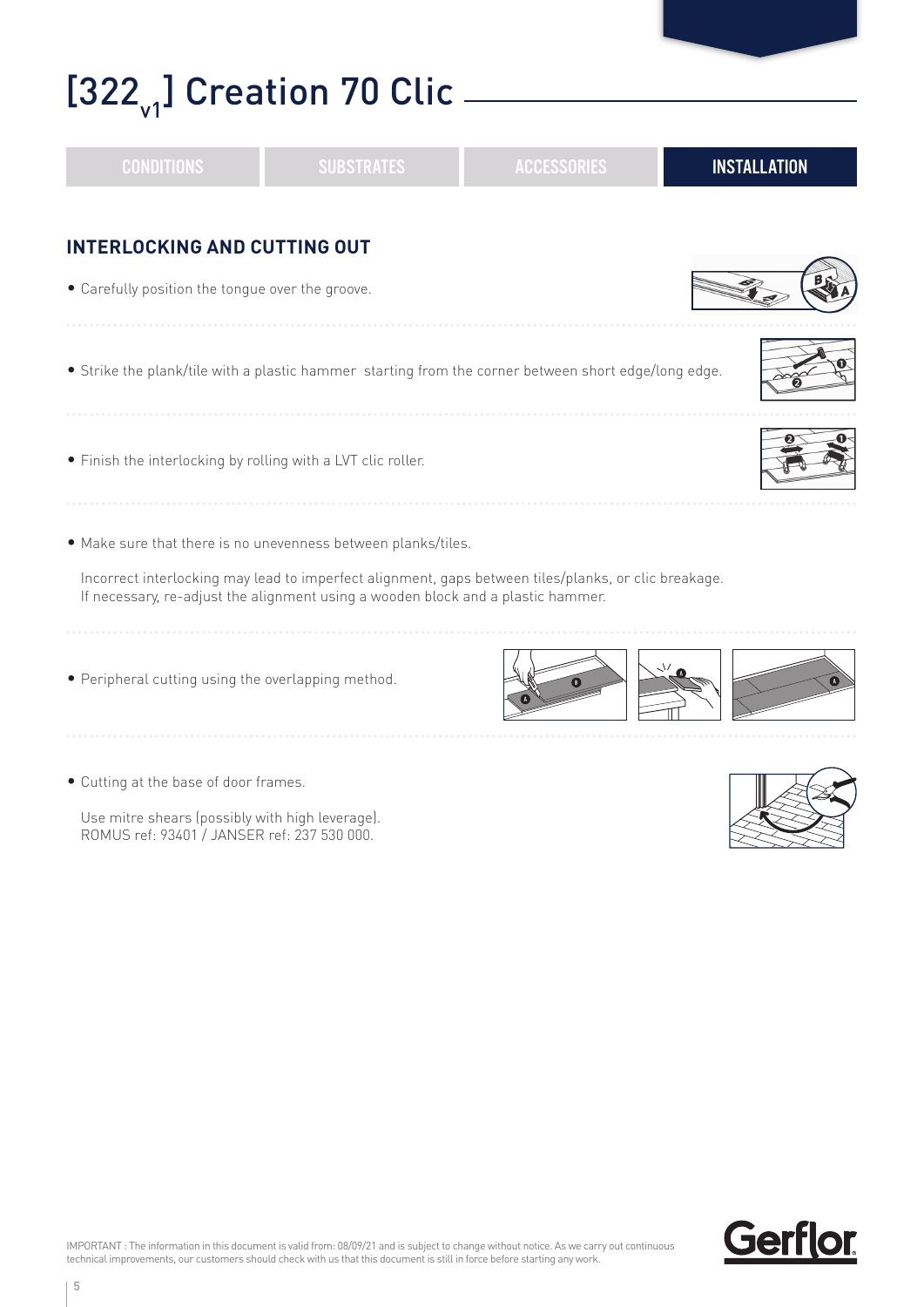# [322$_{v1}$] Creation 70 Clic

CONDITIONS | SUBSTRATES | ACCESSORIES | **INSTALLATION**

## INTERLOCKING AND CUTTING OUT

- Carefully position the tongue over the groove.

- Strike the plank/tile with a plastic hammer starting from the corner between short edge/long edge.

- Finish the interlocking by rolling with a LVT clic roller.

- Make sure that there is no unevenness between planks/tiles.

  Incorrect interlocking may lead to imperfect alignment, gaps between tiles/planks, or clic breakage.
  If necessary, re-adjust the alignment using a wooden block and a plastic hammer.

- Peripheral cutting using the overlapping method.

- Cutting at the base of door frames.

  Use mitre shears (possibly with high leverage).
  ROMUS ref: 93401 / JANSER ref: 237 530 000.

IMPORTANT : The information in this document is valid from: 08/09/21 and is subject to change without notice. As we carry out continuous technical improvements, our customers should check with us that this document is still in force before starting any work.